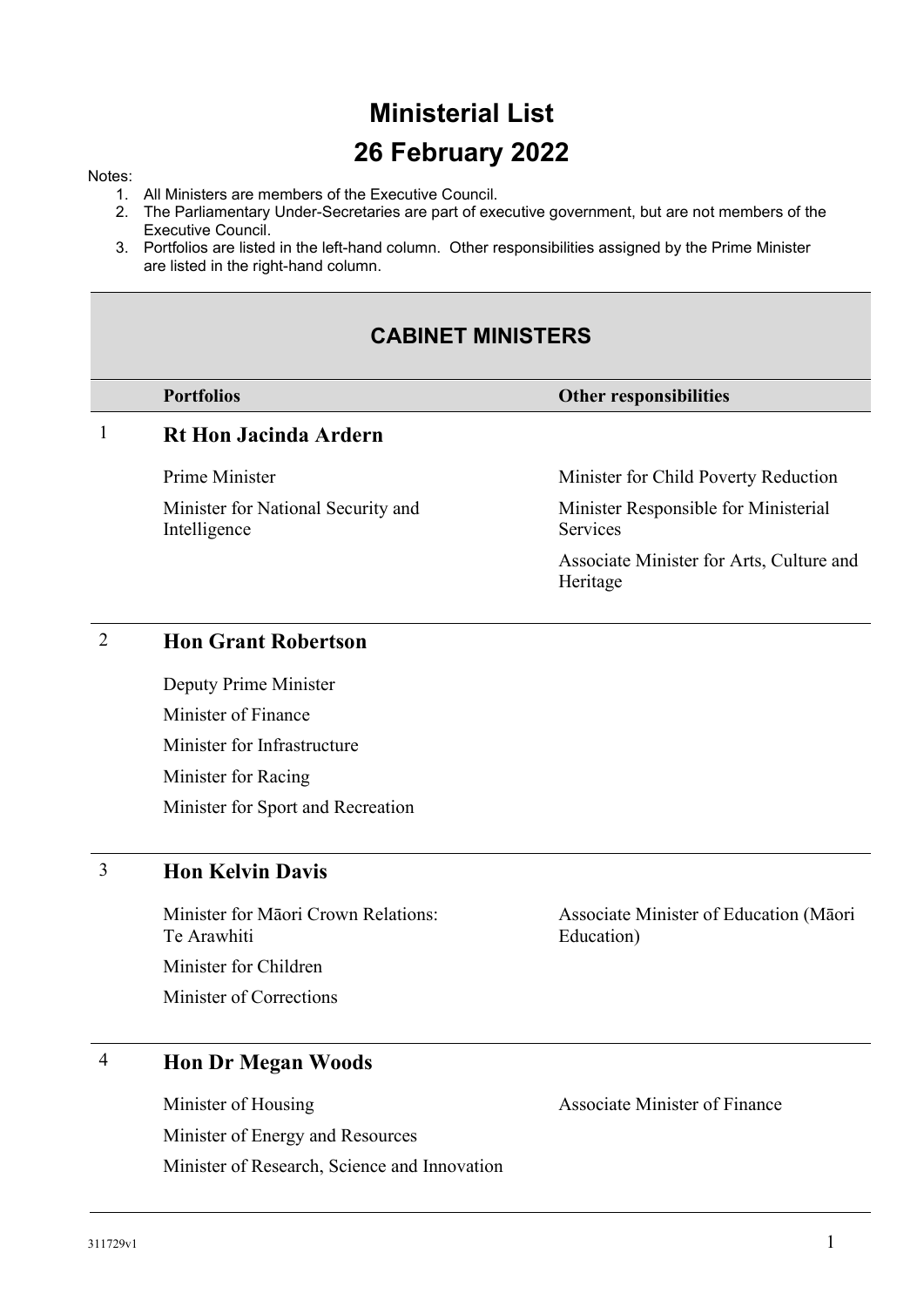# Ministerial List

# 26 February 2022

Notes:

1. All Ministers are members of the Executive Council.
2. The Parliamentary Under-Secretaries are part of executive government, but are not members of the Executive Council.
3. Portfolios are listed in the left-hand column. Other responsibilities assigned by the Prime Minister are listed in the right-hand column.

## CABINET MINISTERS

| | Portfolios | Other responsibilities |
|---|---|---|
| 1 | **Rt Hon Jacinda Ardern** | |
| | Prime Minister | Minister for Child Poverty Reduction |
| | Minister for National Security and Intelligence | Minister Responsible for Ministerial Services |
| | | Associate Minister for Arts, Culture and Heritage |
| 2 | **Hon Grant Robertson** | |
| | Deputy Prime Minister | |
| | Minister of Finance | |
| | Minister for Infrastructure | |
| | Minister for Racing | |
| | Minister for Sport and Recreation | |
| 3 | **Hon Kelvin Davis** | |
| | Minister for Māori Crown Relations: Te Arawhiti | Associate Minister of Education (Māori Education) |
| | Minister for Children | |
| | Minister of Corrections | |
| 4 | **Hon Dr Megan Woods** | |
| | Minister of Housing | Associate Minister of Finance |
| | Minister of Energy and Resources | |
| | Minister of Research, Science and Innovation | |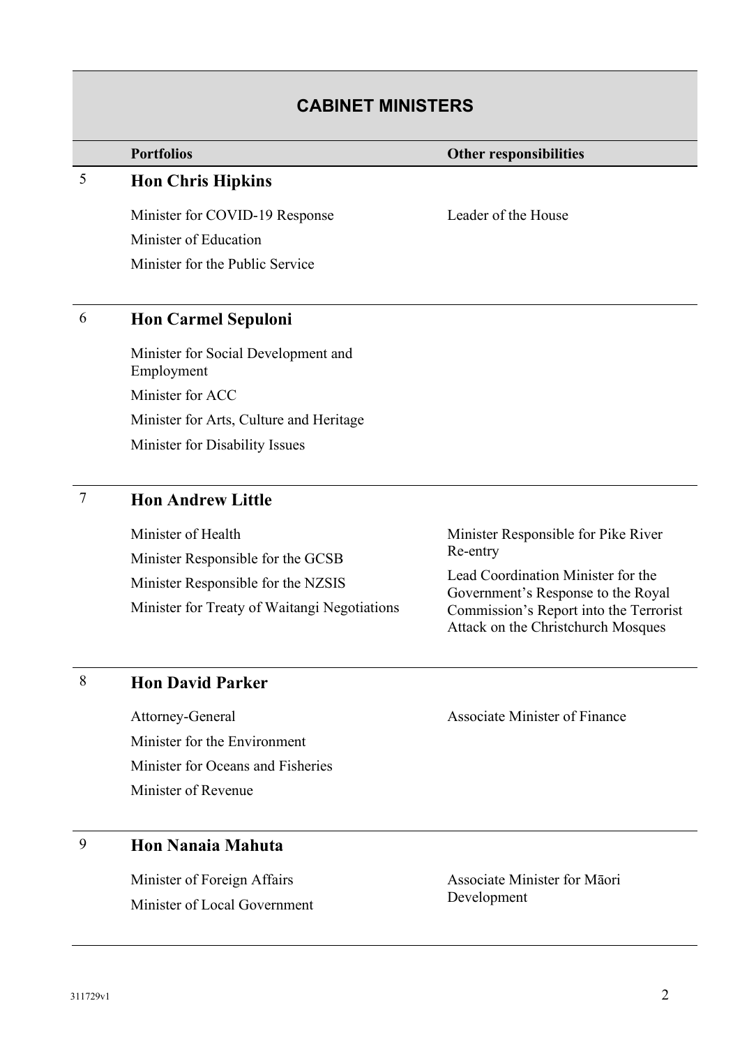## CABINET MINISTERS

| | Portfolios | Other responsibilities |
|---|---|---|
| 5 | **Hon Chris Hipkins** | |
| | Minister for COVID-19 Response<br>Minister of Education<br>Minister for the Public Service | Leader of the House |
| 6 | **Hon Carmel Sepuloni** | |
| | Minister for Social Development and Employment<br>Minister for ACC<br>Minister for Arts, Culture and Heritage<br>Minister for Disability Issues | |
| 7 | **Hon Andrew Little** | |
| | Minister of Health<br>Minister Responsible for the GCSB<br>Minister Responsible for the NZSIS<br>Minister for Treaty of Waitangi Negotiations | Minister Responsible for Pike River Re-entry<br>Lead Coordination Minister for the Government's Response to the Royal Commission's Report into the Terrorist Attack on the Christchurch Mosques |
| 8 | **Hon David Parker** | |
| | Attorney-General<br>Minister for the Environment<br>Minister for Oceans and Fisheries<br>Minister of Revenue | Associate Minister of Finance |
| 9 | **Hon Nanaia Mahuta** | |
| | Minister of Foreign Affairs<br>Minister of Local Government | Associate Minister for Māori Development |

311729v1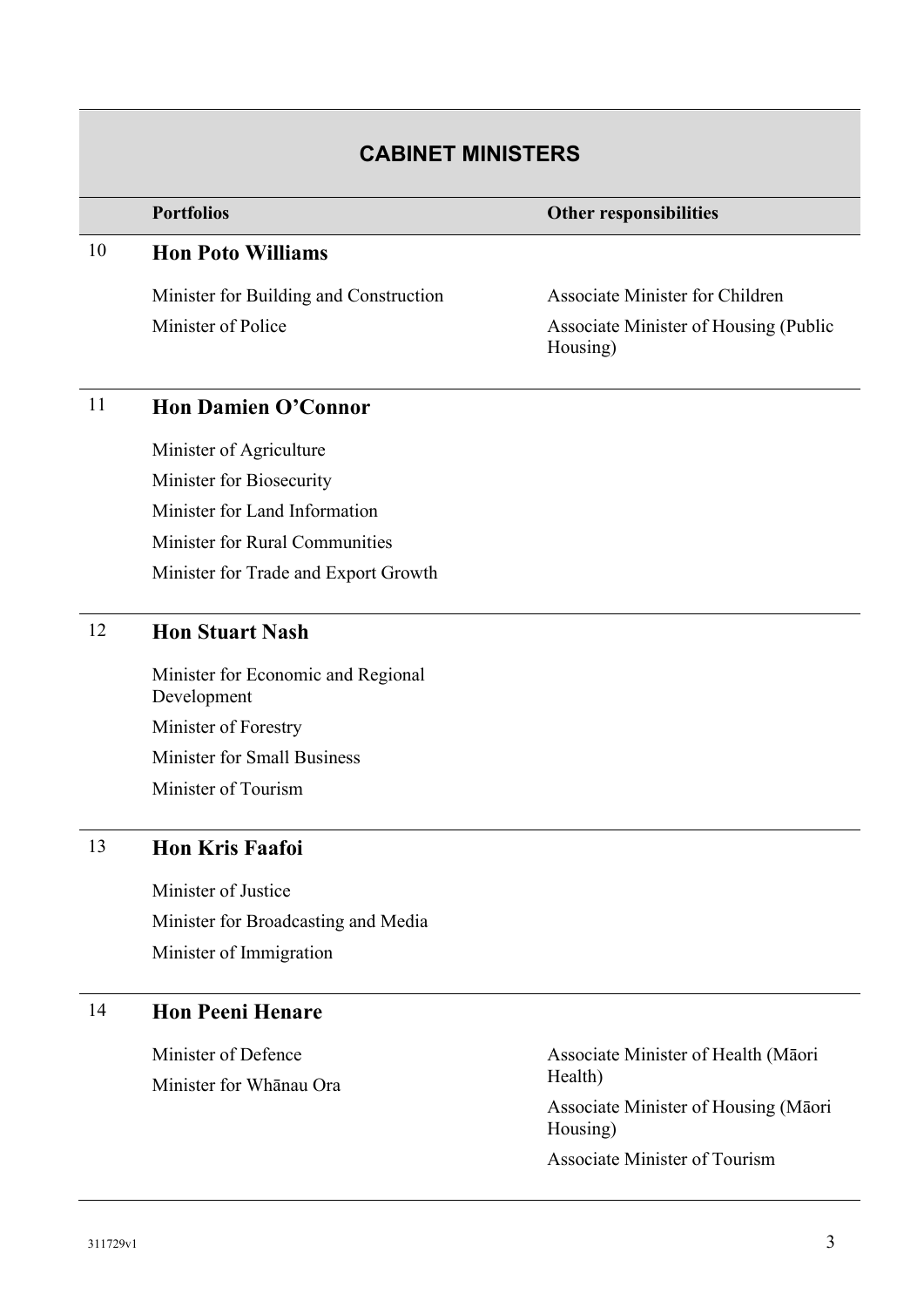## CABINET MINISTERS

| | Portfolios | Other responsibilities |
|---|---|---|
| 10 | **Hon Poto Williams** | |
| | Minister for Building and Construction | Associate Minister for Children |
| | Minister of Police | Associate Minister of Housing (Public Housing) |
| 11 | **Hon Damien O'Connor** | |
| | Minister of Agriculture | |
| | Minister for Biosecurity | |
| | Minister for Land Information | |
| | Minister for Rural Communities | |
| | Minister for Trade and Export Growth | |
| 12 | **Hon Stuart Nash** | |
| | Minister for Economic and Regional Development | |
| | Minister of Forestry | |
| | Minister for Small Business | |
| | Minister of Tourism | |
| 13 | **Hon Kris Faafoi** | |
| | Minister of Justice | |
| | Minister for Broadcasting and Media | |
| | Minister of Immigration | |
| 14 | **Hon Peeni Henare** | |
| | Minister of Defence | Associate Minister of Health (Māori Health) |
| | Minister for Whānau Ora | Associate Minister of Housing (Māori Housing) |
| | | Associate Minister of Tourism |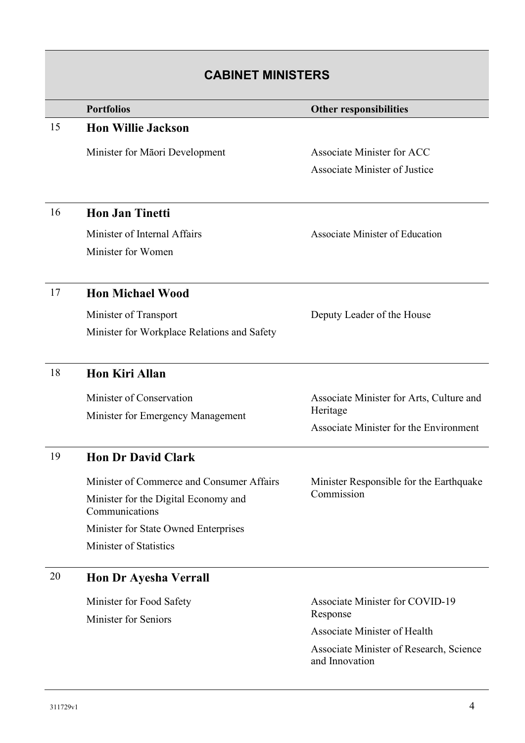## CABINET MINISTERS

| | Portfolios | Other responsibilities |
|---|---|---|
| 15 | **Hon Willie Jackson** | |
| | Minister for Māori Development | Associate Minister for ACC<br>Associate Minister of Justice |
| 16 | **Hon Jan Tinetti** | |
| | Minister of Internal Affairs<br>Minister for Women | Associate Minister of Education |
| 17 | **Hon Michael Wood** | |
| | Minister of Transport<br>Minister for Workplace Relations and Safety | Deputy Leader of the House |
| 18 | **Hon Kiri Allan** | |
| | Minister of Conservation<br>Minister for Emergency Management | Associate Minister for Arts, Culture and Heritage<br>Associate Minister for the Environment |
| 19 | **Hon Dr David Clark** | |
| | Minister of Commerce and Consumer Affairs<br>Minister for the Digital Economy and Communications<br>Minister for State Owned Enterprises<br>Minister of Statistics | Minister Responsible for the Earthquake Commission |
| 20 | **Hon Dr Ayesha Verrall** | |
| | Minister for Food Safety<br>Minister for Seniors | Associate Minister for COVID-19 Response<br>Associate Minister of Health<br>Associate Minister of Research, Science and Innovation |

311729v1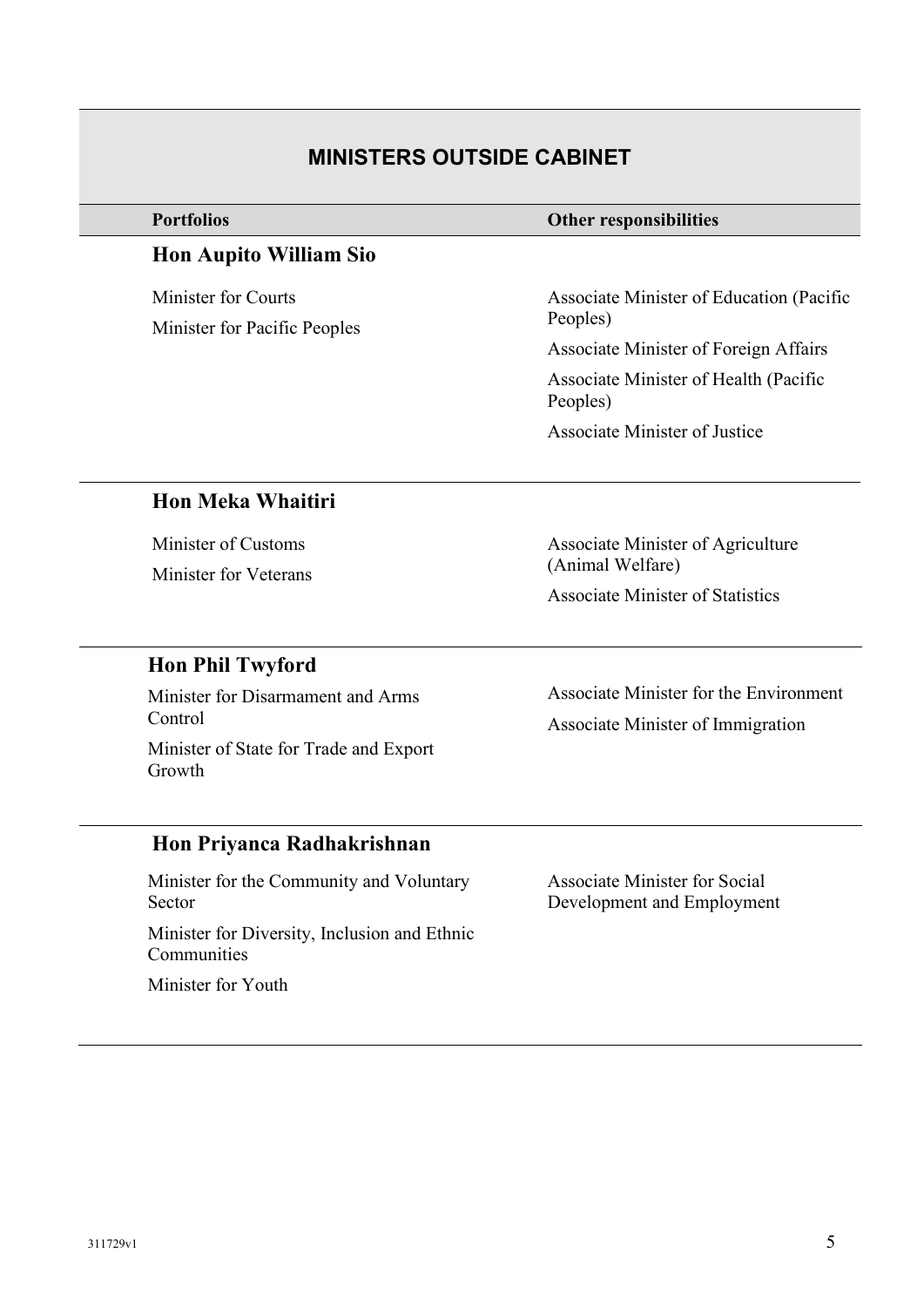## MINISTERS OUTSIDE CABINET

| Portfolios | Other responsibilities |
| --- | --- |
| **Hon Aupito William Sio** | |
| Minister for Courts<br>Minister for Pacific Peoples | Associate Minister of Education (Pacific Peoples)<br>Associate Minister of Foreign Affairs<br>Associate Minister of Health (Pacific Peoples)<br>Associate Minister of Justice |
| **Hon Meka Whaitiri** | |
| Minister of Customs<br>Minister for Veterans | Associate Minister of Agriculture (Animal Welfare)<br>Associate Minister of Statistics |
| **Hon Phil Twyford** | |
| Minister for Disarmament and Arms Control<br>Minister of State for Trade and Export Growth | Associate Minister for the Environment<br>Associate Minister of Immigration |
| **Hon Priyanca Radhakrishnan** | |
| Minister for the Community and Voluntary Sector<br>Minister for Diversity, Inclusion and Ethnic Communities<br>Minister for Youth | Associate Minister for Social Development and Employment |

311729v1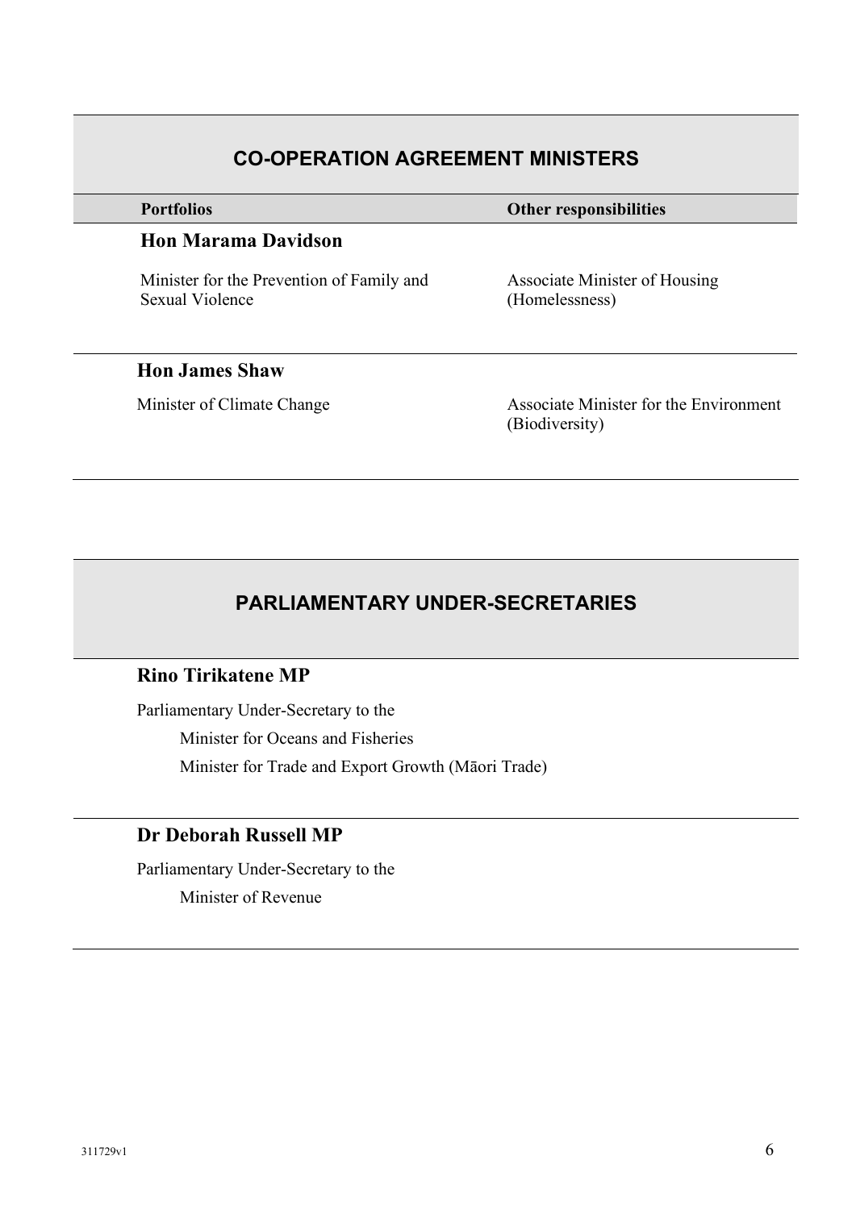## CO-OPERATION AGREEMENT MINISTERS

| Portfolios | Other responsibilities |
| --- | --- |
| **Hon Marama Davidson** | |
| Minister for the Prevention of Family and Sexual Violence | Associate Minister of Housing (Homelessness) |
| **Hon James Shaw** | |
| Minister of Climate Change | Associate Minister for the Environment (Biodiversity) |

## PARLIAMENTARY UNDER-SECRETARIES

### Rino Tirikatene MP

Parliamentary Under-Secretary to the

- Minister for Oceans and Fisheries
- Minister for Trade and Export Growth (Māori Trade)

### Dr Deborah Russell MP

Parliamentary Under-Secretary to the

- Minister of Revenue

311729v1